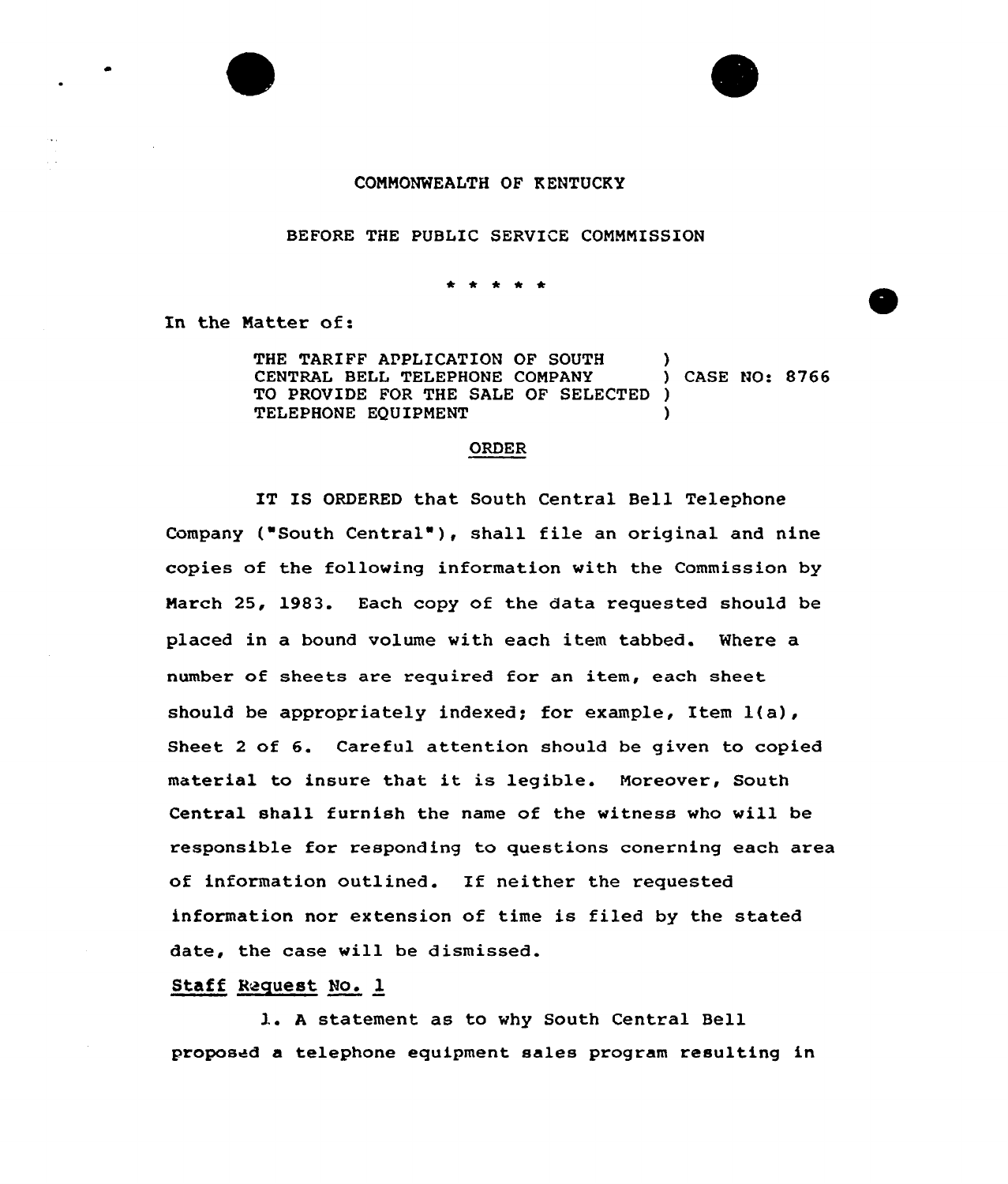COMMONWEALTH OF KENTUCKY

BEFORE THE PUBLIC SERVICE COMMMISSION

\* \* \* \* \*

In the Matter of:

THE TARIFF APPLICATION OF SOUTH CENTRAL BELL TELEPHONE COMPANY TO PROVIDE FOR THE SALE OF SELECTED TELEPHONE EQUIPMENT ) CASE NO: 8766

ORDER

IT IS ORDERED that South Central Bell Telephone Company ("South Central"), shall file an original and nine copies of the following information with the Commission by March 25, 1983. Each copy of the data requested should be placed in a bound volume with each item tabbed. Where a number of sheets are required for an item, each sheet should be appropriately indexed; for example, Item 1(a), Sheet 2 of 6. Careful attention should be given to copied material to insure that it is legible. Moreover, South Central shall furnish the name of the witness who will be responsible for responding to questions conerning each area of information outlined. If neither the requested information nor extension of time is filed by the stated date, the case will be dismissed.

Staff Request No. 1

1. A statement as to why South Central Bell proposed a telephone equipment sales program resulting in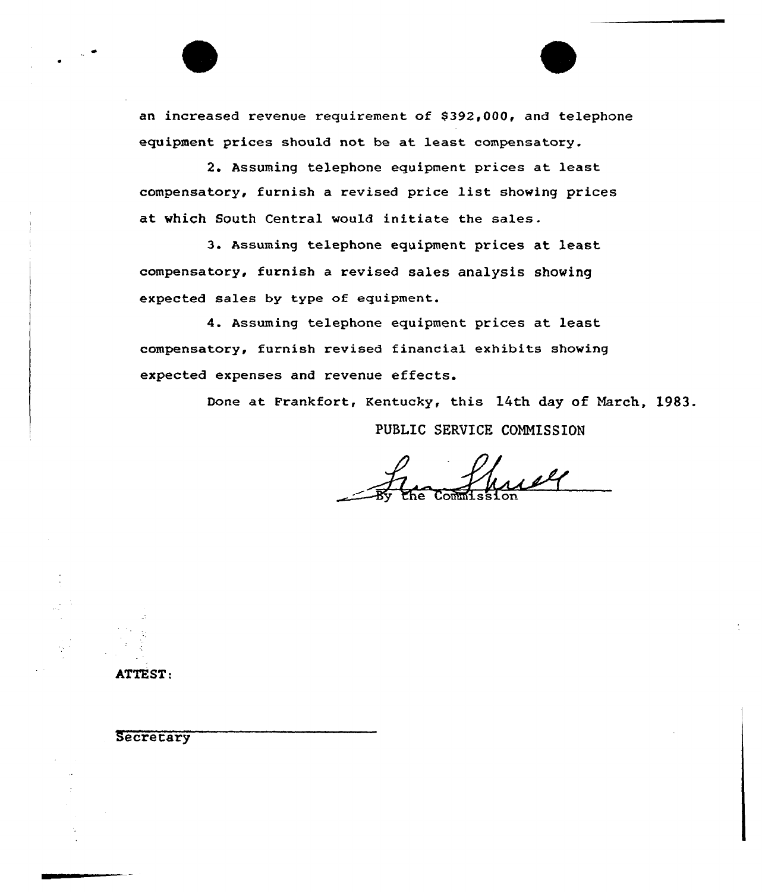an increased revenue requirement of $392,000, and telephone equipment prices should not be at least compensatory.

2. Assuming telephone equipment prices at least compensatory, furnish a revised price list showing prices at which South Central would initiate the sales.

3. Assuming telephone equipment prices at least compensatory, furnish a revised sales analysis showing expected sales by type of equipment.

4. Assuming telephone equipment prices at least compensatory, furnish revised financial exhibits showing expected expenses and revenue effects.

Done at Frankfort, Kentucky, this 14th day of March, 1983.

PUBLIC SERVICE COMMISSION

By the Commission

ATTEST:

Secretary